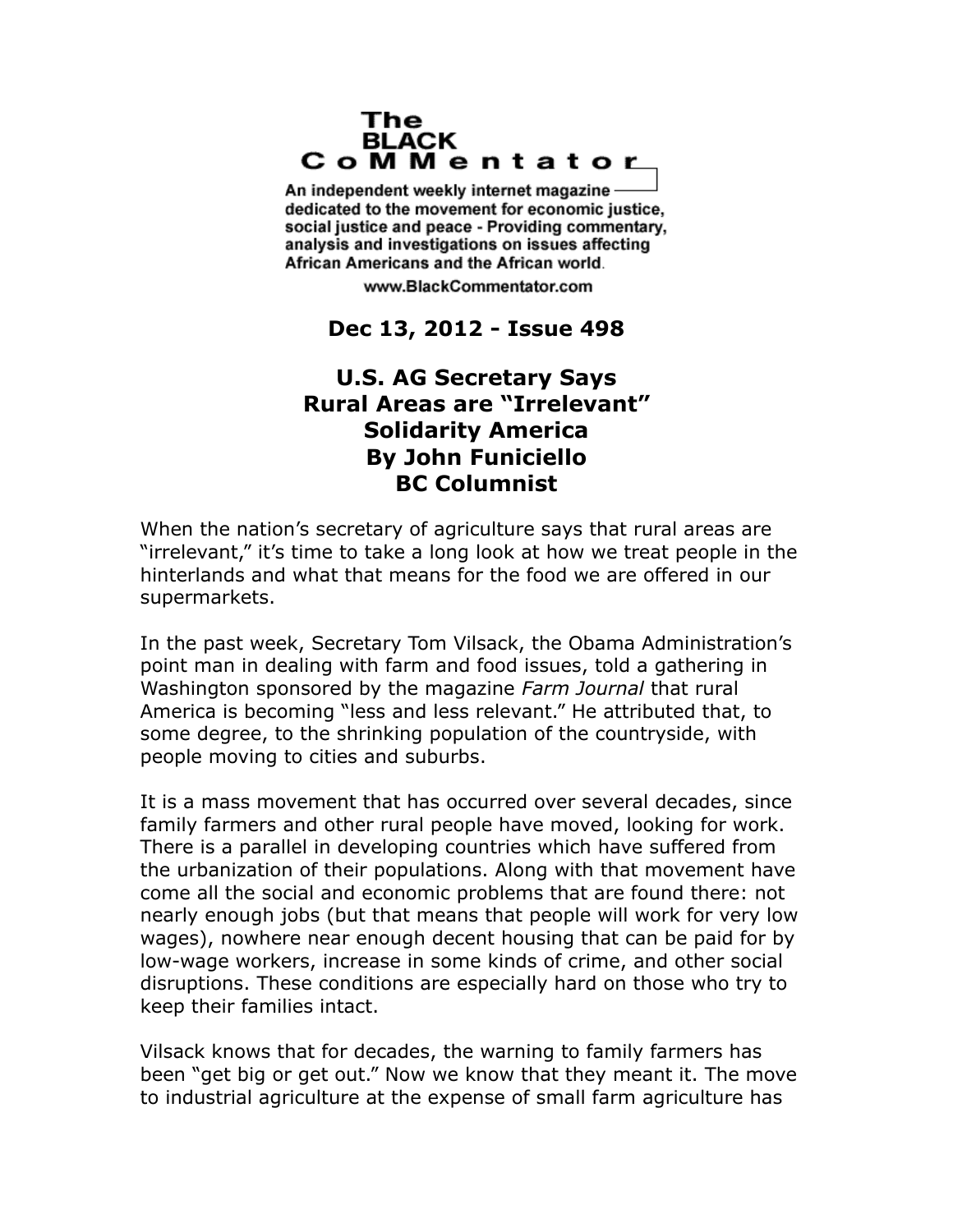# The BLACK CoMMentator

An independent weekly internet magazine dedicated to the movement for economic justice, social justice and peace - Providing commentary, analysis and investigations on issues affecting African Americans and the African world.

www.BlackCommentator.com

**Dec 13, 2012 - Issue 498**

## U.S. AG Secretary Says Rural Areas are "Irrelevant"
## Solidarity America
## By John Funiciello
## BC Columnist

When the nation's secretary of agriculture says that rural areas are "irrelevant," it's time to take a long look at how we treat people in the hinterlands and what that means for the food we are offered in our supermarkets.

In the past week, Secretary Tom Vilsack, the Obama Administration's point man in dealing with farm and food issues, told a gathering in Washington sponsored by the magazine *Farm Journal* that rural America is becoming "less and less relevant." He attributed that, to some degree, to the shrinking population of the countryside, with people moving to cities and suburbs.

It is a mass movement that has occurred over several decades, since family farmers and other rural people have moved, looking for work. There is a parallel in developing countries which have suffered from the urbanization of their populations. Along with that movement have come all the social and economic problems that are found there: not nearly enough jobs (but that means that people will work for very low wages), nowhere near enough decent housing that can be paid for by low-wage workers, increase in some kinds of crime, and other social disruptions. These conditions are especially hard on those who try to keep their families intact.

Vilsack knows that for decades, the warning to family farmers has been "get big or get out." Now we know that they meant it. The move to industrial agriculture at the expense of small farm agriculture has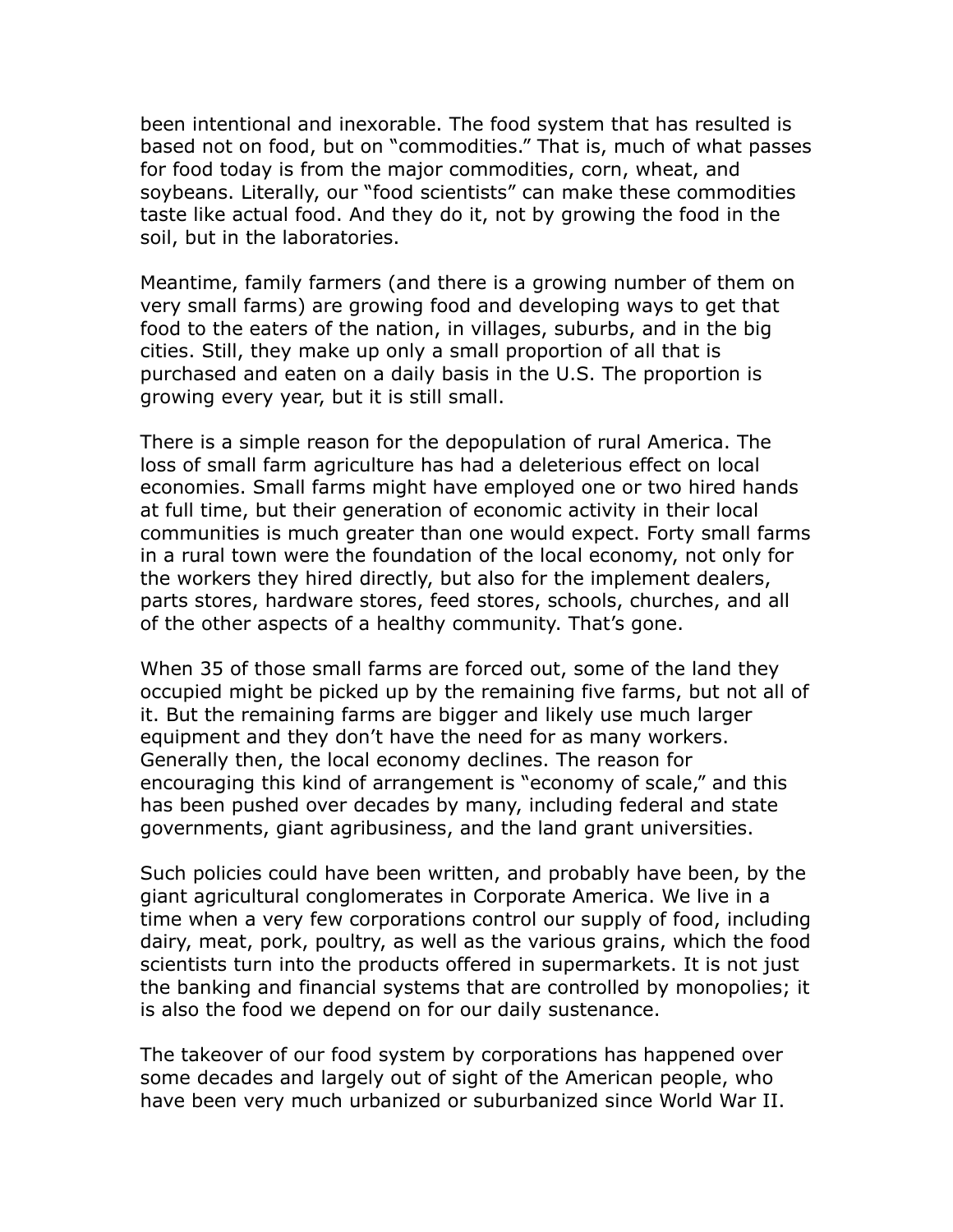been intentional and inexorable. The food system that has resulted is based not on food, but on "commodities." That is, much of what passes for food today is from the major commodities, corn, wheat, and soybeans. Literally, our "food scientists" can make these commodities taste like actual food. And they do it, not by growing the food in the soil, but in the laboratories.

Meantime, family farmers (and there is a growing number of them on very small farms) are growing food and developing ways to get that food to the eaters of the nation, in villages, suburbs, and in the big cities. Still, they make up only a small proportion of all that is purchased and eaten on a daily basis in the U.S. The proportion is growing every year, but it is still small.

There is a simple reason for the depopulation of rural America. The loss of small farm agriculture has had a deleterious effect on local economies. Small farms might have employed one or two hired hands at full time, but their generation of economic activity in their local communities is much greater than one would expect. Forty small farms in a rural town were the foundation of the local economy, not only for the workers they hired directly, but also for the implement dealers, parts stores, hardware stores, feed stores, schools, churches, and all of the other aspects of a healthy community. That's gone.

When 35 of those small farms are forced out, some of the land they occupied might be picked up by the remaining five farms, but not all of it. But the remaining farms are bigger and likely use much larger equipment and they don't have the need for as many workers. Generally then, the local economy declines. The reason for encouraging this kind of arrangement is "economy of scale," and this has been pushed over decades by many, including federal and state governments, giant agribusiness, and the land grant universities.

Such policies could have been written, and probably have been, by the giant agricultural conglomerates in Corporate America. We live in a time when a very few corporations control our supply of food, including dairy, meat, pork, poultry, as well as the various grains, which the food scientists turn into the products offered in supermarkets. It is not just the banking and financial systems that are controlled by monopolies; it is also the food we depend on for our daily sustenance.

The takeover of our food system by corporations has happened over some decades and largely out of sight of the American people, who have been very much urbanized or suburbanized since World War II.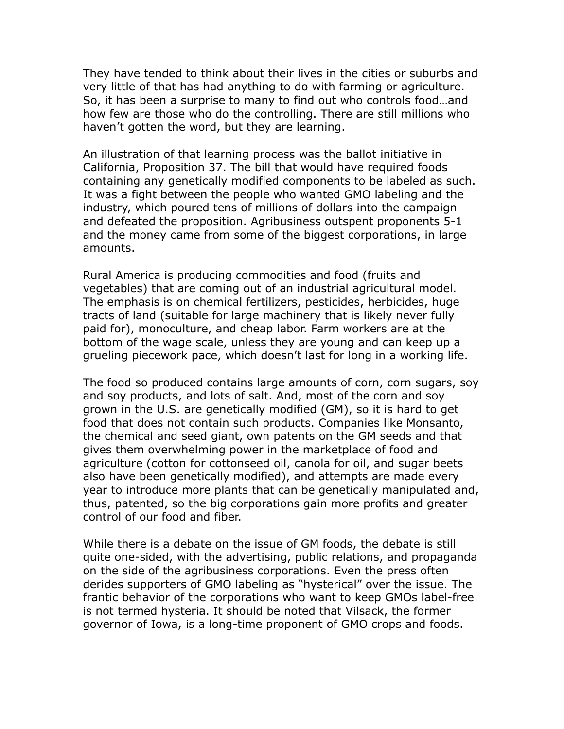They have tended to think about their lives in the cities or suburbs and very little of that has had anything to do with farming or agriculture. So, it has been a surprise to many to find out who controls food…and how few are those who do the controlling. There are still millions who haven't gotten the word, but they are learning.

An illustration of that learning process was the ballot initiative in California, Proposition 37. The bill that would have required foods containing any genetically modified components to be labeled as such. It was a fight between the people who wanted GMO labeling and the industry, which poured tens of millions of dollars into the campaign and defeated the proposition. Agribusiness outspent proponents 5-1 and the money came from some of the biggest corporations, in large amounts.

Rural America is producing commodities and food (fruits and vegetables) that are coming out of an industrial agricultural model. The emphasis is on chemical fertilizers, pesticides, herbicides, huge tracts of land (suitable for large machinery that is likely never fully paid for), monoculture, and cheap labor. Farm workers are at the bottom of the wage scale, unless they are young and can keep up a grueling piecework pace, which doesn't last for long in a working life.

The food so produced contains large amounts of corn, corn sugars, soy and soy products, and lots of salt. And, most of the corn and soy grown in the U.S. are genetically modified (GM), so it is hard to get food that does not contain such products. Companies like Monsanto, the chemical and seed giant, own patents on the GM seeds and that gives them overwhelming power in the marketplace of food and agriculture (cotton for cottonseed oil, canola for oil, and sugar beets also have been genetically modified), and attempts are made every year to introduce more plants that can be genetically manipulated and, thus, patented, so the big corporations gain more profits and greater control of our food and fiber.

While there is a debate on the issue of GM foods, the debate is still quite one-sided, with the advertising, public relations, and propaganda on the side of the agribusiness corporations. Even the press often derides supporters of GMO labeling as "hysterical" over the issue. The frantic behavior of the corporations who want to keep GMOs label-free is not termed hysteria. It should be noted that Vilsack, the former governor of Iowa, is a long-time proponent of GMO crops and foods.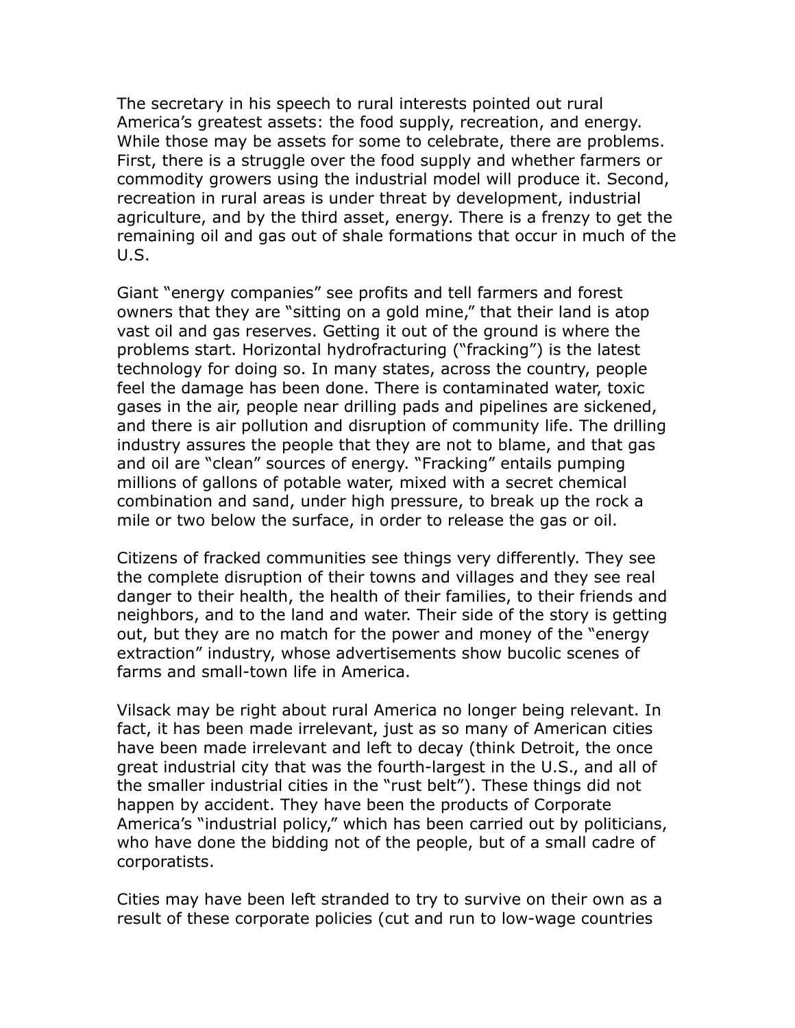The secretary in his speech to rural interests pointed out rural America's greatest assets: the food supply, recreation, and energy. While those may be assets for some to celebrate, there are problems. First, there is a struggle over the food supply and whether farmers or commodity growers using the industrial model will produce it. Second, recreation in rural areas is under threat by development, industrial agriculture, and by the third asset, energy. There is a frenzy to get the remaining oil and gas out of shale formations that occur in much of the U.S.

Giant "energy companies" see profits and tell farmers and forest owners that they are "sitting on a gold mine," that their land is atop vast oil and gas reserves. Getting it out of the ground is where the problems start. Horizontal hydrofracturing ("fracking") is the latest technology for doing so. In many states, across the country, people feel the damage has been done. There is contaminated water, toxic gases in the air, people near drilling pads and pipelines are sickened, and there is air pollution and disruption of community life. The drilling industry assures the people that they are not to blame, and that gas and oil are "clean" sources of energy. "Fracking" entails pumping millions of gallons of potable water, mixed with a secret chemical combination and sand, under high pressure, to break up the rock a mile or two below the surface, in order to release the gas or oil.

Citizens of fracked communities see things very differently. They see the complete disruption of their towns and villages and they see real danger to their health, the health of their families, to their friends and neighbors, and to the land and water. Their side of the story is getting out, but they are no match for the power and money of the "energy extraction" industry, whose advertisements show bucolic scenes of farms and small-town life in America.

Vilsack may be right about rural America no longer being relevant. In fact, it has been made irrelevant, just as so many of American cities have been made irrelevant and left to decay (think Detroit, the once great industrial city that was the fourth-largest in the U.S., and all of the smaller industrial cities in the "rust belt"). These things did not happen by accident. They have been the products of Corporate America's "industrial policy," which has been carried out by politicians, who have done the bidding not of the people, but of a small cadre of corporatists.

Cities may have been left stranded to try to survive on their own as a result of these corporate policies (cut and run to low-wage countries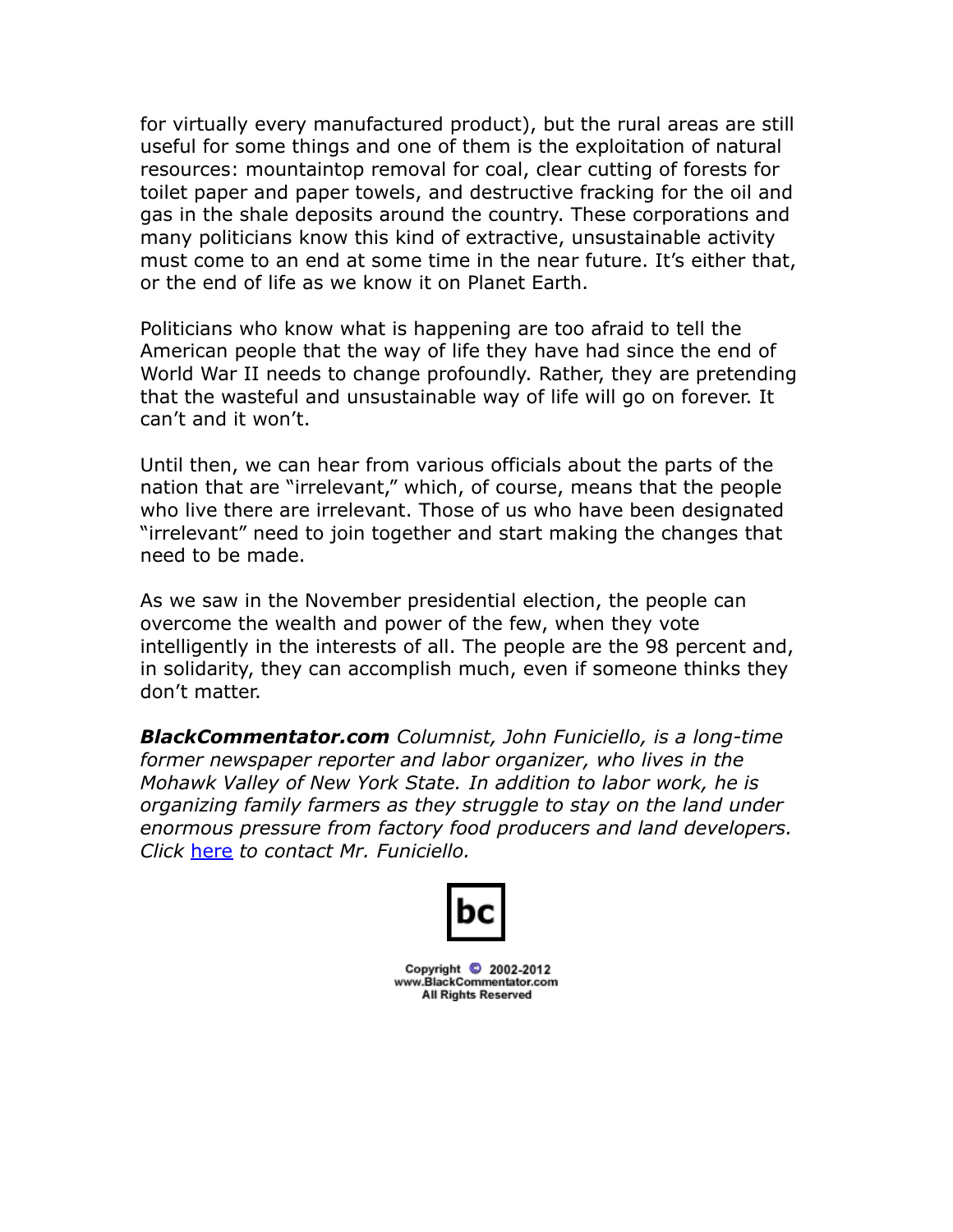for virtually every manufactured product), but the rural areas are still useful for some things and one of them is the exploitation of natural resources: mountaintop removal for coal, clear cutting of forests for toilet paper and paper towels, and destructive fracking for the oil and gas in the shale deposits around the country. These corporations and many politicians know this kind of extractive, unsustainable activity must come to an end at some time in the near future. It's either that, or the end of life as we know it on Planet Earth.

Politicians who know what is happening are too afraid to tell the American people that the way of life they have had since the end of World War II needs to change profoundly. Rather, they are pretending that the wasteful and unsustainable way of life will go on forever. It can't and it won't.

Until then, we can hear from various officials about the parts of the nation that are "irrelevant," which, of course, means that the people who live there are irrelevant. Those of us who have been designated "irrelevant" need to join together and start making the changes that need to be made.

As we saw in the November presidential election, the people can overcome the wealth and power of the few, when they vote intelligently in the interests of all. The people are the 98 percent and, in solidarity, they can accomplish much, even if someone thinks they don't matter.

***BlackCommentator.com*** *Columnist, John Funiciello, is a long-time former newspaper reporter and labor organizer, who lives in the Mohawk Valley of New York State. In addition to labor work, he is organizing family farmers as they struggle to stay on the land under enormous pressure from factory food producers and land developers. Click* here *to contact Mr. Funiciello.*

bc

Copyright © 2002-2012
www.BlackCommentator.com
All Rights Reserved